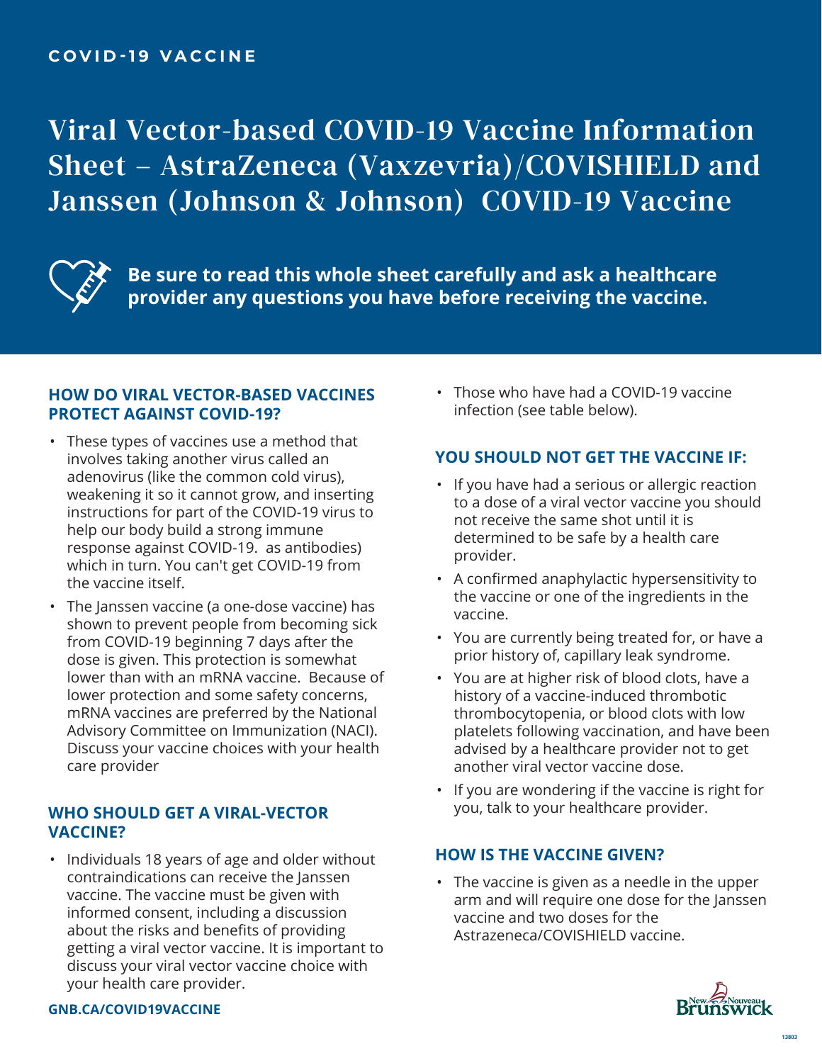COVID-19 VACCINE

# Viral Vector-based COVID-19 Vaccine Information Sheet – AstraZeneca (Vaxzevria)/COVISHIELD and Janssen (Johnson & Johnson) COVID-19 Vaccine

**Be sure to read this whole sheet carefully and ask a healthcare provider any questions you have before receiving the vaccine.**

## HOW DO VIRAL VECTOR-BASED VACCINES PROTECT AGAINST COVID-19?

- These types of vaccines use a method that involves taking another virus called an adenovirus (like the common cold virus), weakening it so it cannot grow, and inserting instructions for part of the COVID-19 virus to help our body build a strong immune response against COVID-19. as antibodies) which in turn. You can't get COVID-19 from the vaccine itself.
- The Janssen vaccine (a one-dose vaccine) has shown to prevent people from becoming sick from COVID-19 beginning 7 days after the dose is given. This protection is somewhat lower than with an mRNA vaccine. Because of lower protection and some safety concerns, mRNA vaccines are preferred by the National Advisory Committee on Immunization (NACI). Discuss your vaccine choices with your health care provider

## WHO SHOULD GET A VIRAL-VECTOR VACCINE?

- Individuals 18 years of age and older without contraindications can receive the Janssen vaccine. The vaccine must be given with informed consent, including a discussion about the risks and benefits of providing getting a viral vector vaccine. It is important to discuss your viral vector vaccine choice with your health care provider.
- Those who have had a COVID-19 vaccine infection (see table below).

## YOU SHOULD NOT GET THE VACCINE IF:

- If you have had a serious or allergic reaction to a dose of a viral vector vaccine you should not receive the same shot until it is determined to be safe by a health care provider.
- A confirmed anaphylactic hypersensitivity to the vaccine or one of the ingredients in the vaccine.
- You are currently being treated for, or have a prior history of, capillary leak syndrome.
- You are at higher risk of blood clots, have a history of a vaccine-induced thrombotic thrombocytopenia, or blood clots with low platelets following vaccination, and have been advised by a healthcare provider not to get another viral vector vaccine dose.
- If you are wondering if the vaccine is right for you, talk to your healthcare provider.

## HOW IS THE VACCINE GIVEN?

- The vaccine is given as a needle in the upper arm and will require one dose for the Janssen vaccine and two doses for the Astrazeneca/COVISHIELD vaccine.

GNB.CA/COVID19VACCINE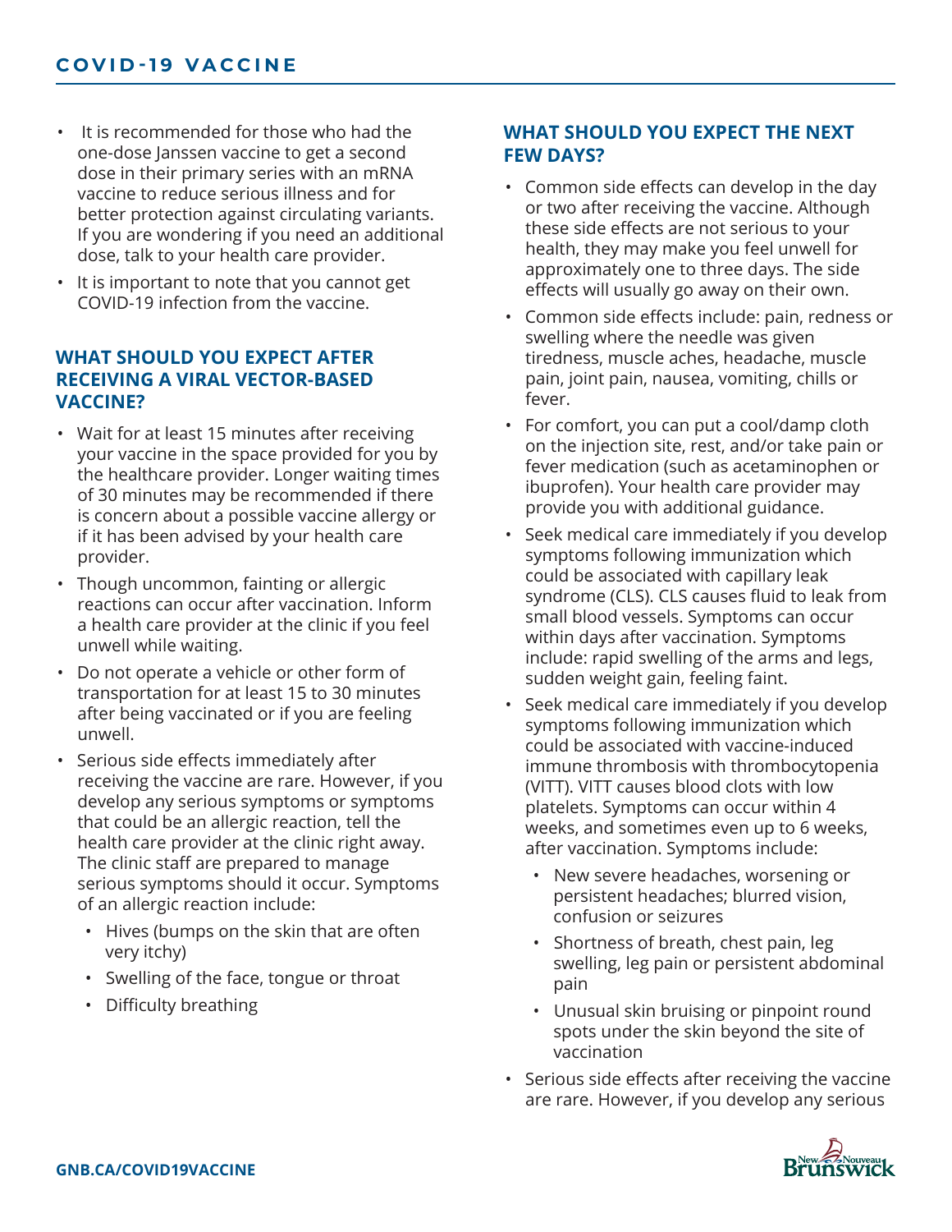- It is recommended for those who had the one-dose Janssen vaccine to get a second dose in their primary series with an mRNA vaccine to reduce serious illness and for better protection against circulating variants. If you are wondering if you need an additional dose, talk to your health care provider.
- It is important to note that you cannot get COVID-19 infection from the vaccine.

## WHAT SHOULD YOU EXPECT AFTER RECEIVING A VIRAL VECTOR-BASED VACCINE?

- Wait for at least 15 minutes after receiving your vaccine in the space provided for you by the healthcare provider. Longer waiting times of 30 minutes may be recommended if there is concern about a possible vaccine allergy or if it has been advised by your health care provider.
- Though uncommon, fainting or allergic reactions can occur after vaccination. Inform a health care provider at the clinic if you feel unwell while waiting.
- Do not operate a vehicle or other form of transportation for at least 15 to 30 minutes after being vaccinated or if you are feeling unwell.
- Serious side effects immediately after receiving the vaccine are rare. However, if you develop any serious symptoms or symptoms that could be an allergic reaction, tell the health care provider at the clinic right away. The clinic staff are prepared to manage serious symptoms should it occur. Symptoms of an allergic reaction include:
  - Hives (bumps on the skin that are often very itchy)
  - Swelling of the face, tongue or throat
  - Difficulty breathing

## WHAT SHOULD YOU EXPECT THE NEXT FEW DAYS?

- Common side effects can develop in the day or two after receiving the vaccine. Although these side effects are not serious to your health, they may make you feel unwell for approximately one to three days. The side effects will usually go away on their own.
- Common side effects include: pain, redness or swelling where the needle was given tiredness, muscle aches, headache, muscle pain, joint pain, nausea, vomiting, chills or fever.
- For comfort, you can put a cool/damp cloth on the injection site, rest, and/or take pain or fever medication (such as acetaminophen or ibuprofen). Your health care provider may provide you with additional guidance.
- Seek medical care immediately if you develop symptoms following immunization which could be associated with capillary leak syndrome (CLS). CLS causes fluid to leak from small blood vessels. Symptoms can occur within days after vaccination. Symptoms include: rapid swelling of the arms and legs, sudden weight gain, feeling faint.
- Seek medical care immediately if you develop symptoms following immunization which could be associated with vaccine-induced immune thrombosis with thrombocytopenia (VITT). VITT causes blood clots with low platelets. Symptoms can occur within 4 weeks, and sometimes even up to 6 weeks, after vaccination. Symptoms include:
  - New severe headaches, worsening or persistent headaches; blurred vision, confusion or seizures
  - Shortness of breath, chest pain, leg swelling, leg pain or persistent abdominal pain
  - Unusual skin bruising or pinpoint round spots under the skin beyond the site of vaccination
- Serious side effects after receiving the vaccine are rare. However, if you develop any serious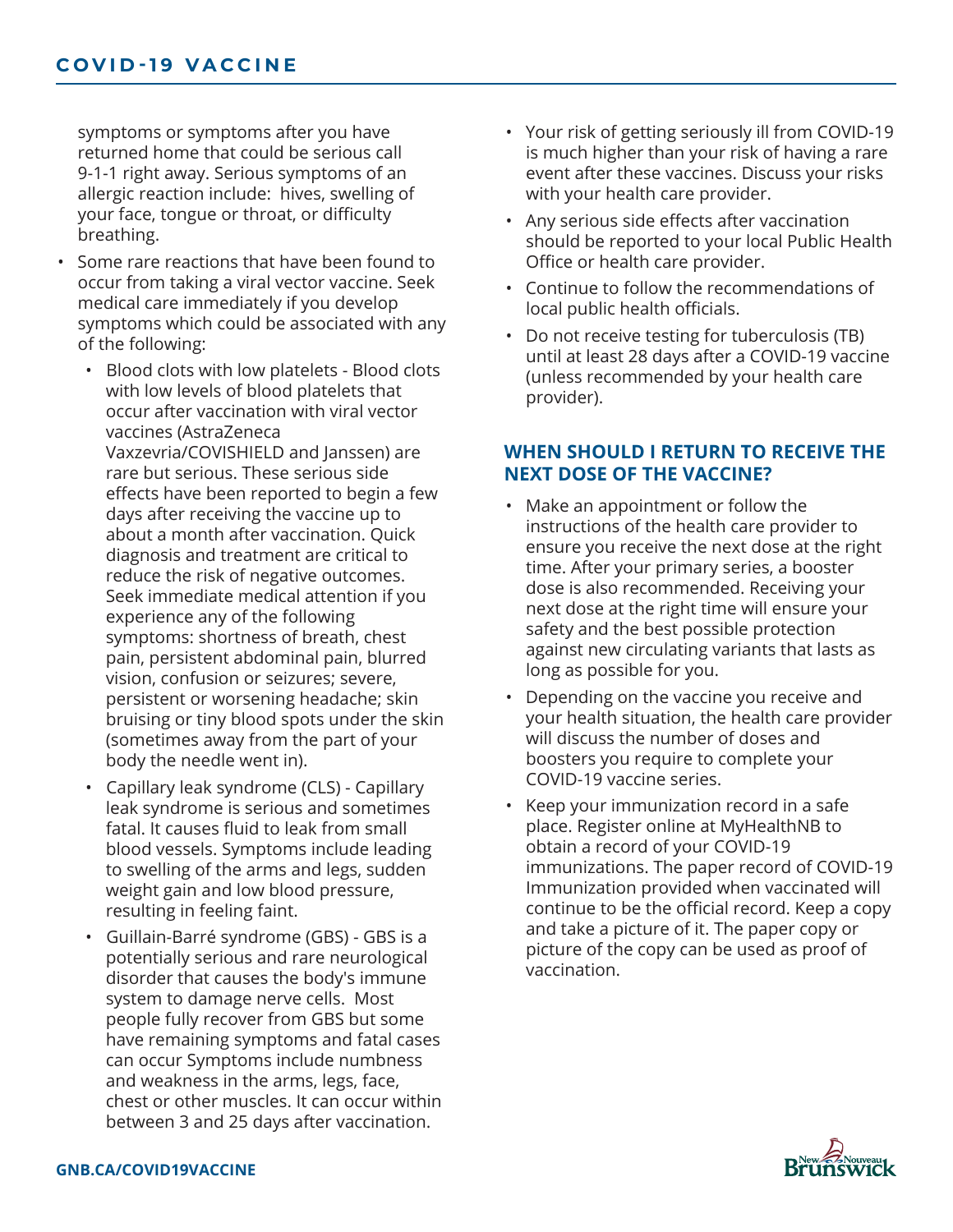symptoms or symptoms after you have returned home that could be serious call 9-1-1 right away. Serious symptoms of an allergic reaction include: hives, swelling of your face, tongue or throat, or difficulty breathing.

- Some rare reactions that have been found to occur from taking a viral vector vaccine. Seek medical care immediately if you develop symptoms which could be associated with any of the following:
  - Blood clots with low platelets - Blood clots with low levels of blood platelets that occur after vaccination with viral vector vaccines (AstraZeneca Vaxzevria/COVISHIELD and Janssen) are rare but serious. These serious side effects have been reported to begin a few days after receiving the vaccine up to about a month after vaccination. Quick diagnosis and treatment are critical to reduce the risk of negative outcomes. Seek immediate medical attention if you experience any of the following symptoms: shortness of breath, chest pain, persistent abdominal pain, blurred vision, confusion or seizures; severe, persistent or worsening headache; skin bruising or tiny blood spots under the skin (sometimes away from the part of your body the needle went in).
  - Capillary leak syndrome (CLS) - Capillary leak syndrome is serious and sometimes fatal. It causes fluid to leak from small blood vessels. Symptoms include leading to swelling of the arms and legs, sudden weight gain and low blood pressure, resulting in feeling faint.
  - Guillain-Barré syndrome (GBS) - GBS is a potentially serious and rare neurological disorder that causes the body's immune system to damage nerve cells. Most people fully recover from GBS but some have remaining symptoms and fatal cases can occur Symptoms include numbness and weakness in the arms, legs, face, chest or other muscles. It can occur within between 3 and 25 days after vaccination.
- Your risk of getting seriously ill from COVID-19 is much higher than your risk of having a rare event after these vaccines. Discuss your risks with your health care provider.
- Any serious side effects after vaccination should be reported to your local Public Health Office or health care provider.
- Continue to follow the recommendations of local public health officials.
- Do not receive testing for tuberculosis (TB) until at least 28 days after a COVID-19 vaccine (unless recommended by your health care provider).

## WHEN SHOULD I RETURN TO RECEIVE THE NEXT DOSE OF THE VACCINE?

- Make an appointment or follow the instructions of the health care provider to ensure you receive the next dose at the right time. After your primary series, a booster dose is also recommended. Receiving your next dose at the right time will ensure your safety and the best possible protection against new circulating variants that lasts as long as possible for you.
- Depending on the vaccine you receive and your health situation, the health care provider will discuss the number of doses and boosters you require to complete your COVID-19 vaccine series.
- Keep your immunization record in a safe place. Register online at MyHealthNB to obtain a record of your COVID-19 immunizations. The paper record of COVID-19 Immunization provided when vaccinated will continue to be the official record. Keep a copy and take a picture of it. The paper copy or picture of the copy can be used as proof of vaccination.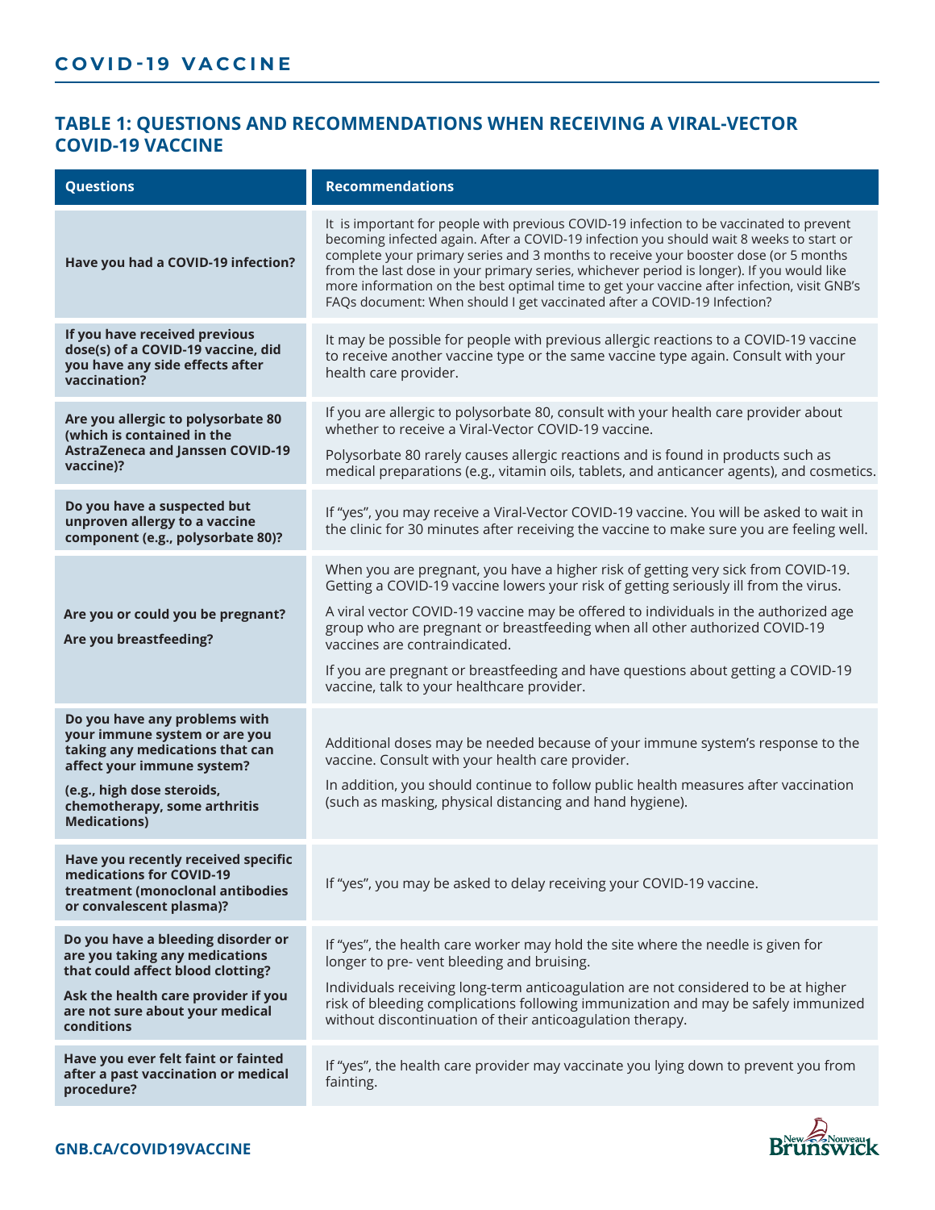## COVID-19 VACCINE

### TABLE 1: QUESTIONS AND RECOMMENDATIONS WHEN RECEIVING A VIRAL-VECTOR COVID-19 VACCINE

| Questions | Recommendations |
|---|---|
| **Have you had a COVID-19 infection?** | It is important for people with previous COVID-19 infection to be vaccinated to prevent becoming infected again. After a COVID-19 infection you should wait 8 weeks to start or complete your primary series and 3 months to receive your booster dose (or 5 months from the last dose in your primary series, whichever period is longer). If you would like more information on the best optimal time to get your vaccine after infection, visit GNB's FAQs document: When should I get vaccinated after a COVID-19 Infection? |
| **If you have received previous dose(s) of a COVID-19 vaccine, did you have any side effects after vaccination?** | It may be possible for people with previous allergic reactions to a COVID-19 vaccine to receive another vaccine type or the same vaccine type again. Consult with your health care provider. |
| **Are you allergic to polysorbate 80 (which is contained in the AstraZeneca and Janssen COVID-19 vaccine)?** | If you are allergic to polysorbate 80, consult with your health care provider about whether to receive a Viral-Vector COVID-19 vaccine.<br><br>Polysorbate 80 rarely causes allergic reactions and is found in products such as medical preparations (e.g., vitamin oils, tablets, and anticancer agents), and cosmetics. |
| **Do you have a suspected but unproven allergy to a vaccine component (e.g., polysorbate 80)?** | If "yes", you may receive a Viral-Vector COVID-19 vaccine. You will be asked to wait in the clinic for 30 minutes after receiving the vaccine to make sure you are feeling well. |
| **Are you or could you be pregnant?**<br><br>**Are you breastfeeding?** | When you are pregnant, you have a higher risk of getting very sick from COVID-19. Getting a COVID-19 vaccine lowers your risk of getting seriously ill from the virus.<br><br>A viral vector COVID-19 vaccine may be offered to individuals in the authorized age group who are pregnant or breastfeeding when all other authorized COVID-19 vaccines are contraindicated.<br><br>If you are pregnant or breastfeeding and have questions about getting a COVID-19 vaccine, talk to your healthcare provider. |
| **Do you have any problems with your immune system or are you taking any medications that can affect your immune system?**<br><br>**(e.g., high dose steroids, chemotherapy, some arthritis Medications)** | Additional doses may be needed because of your immune system's response to the vaccine. Consult with your health care provider.<br><br>In addition, you should continue to follow public health measures after vaccination (such as masking, physical distancing and hand hygiene). |
| **Have you recently received specific medications for COVID-19 treatment (monoclonal antibodies or convalescent plasma)?** | If "yes", you may be asked to delay receiving your COVID-19 vaccine. |
| **Do you have a bleeding disorder or are you taking any medications that could affect blood clotting?**<br><br>**Ask the health care provider if you are not sure about your medical conditions** | If "yes", the health care worker may hold the site where the needle is given for longer to pre- vent bleeding and bruising.<br><br>Individuals receiving long-term anticoagulation are not considered to be at higher risk of bleeding complications following immunization and may be safely immunized without discontinuation of their anticoagulation therapy. |
| **Have you ever felt faint or fainted after a past vaccination or medical procedure?** | If "yes", the health care provider may vaccinate you lying down to prevent you from fainting. |

**GNB.CA/COVID19VACCINE**